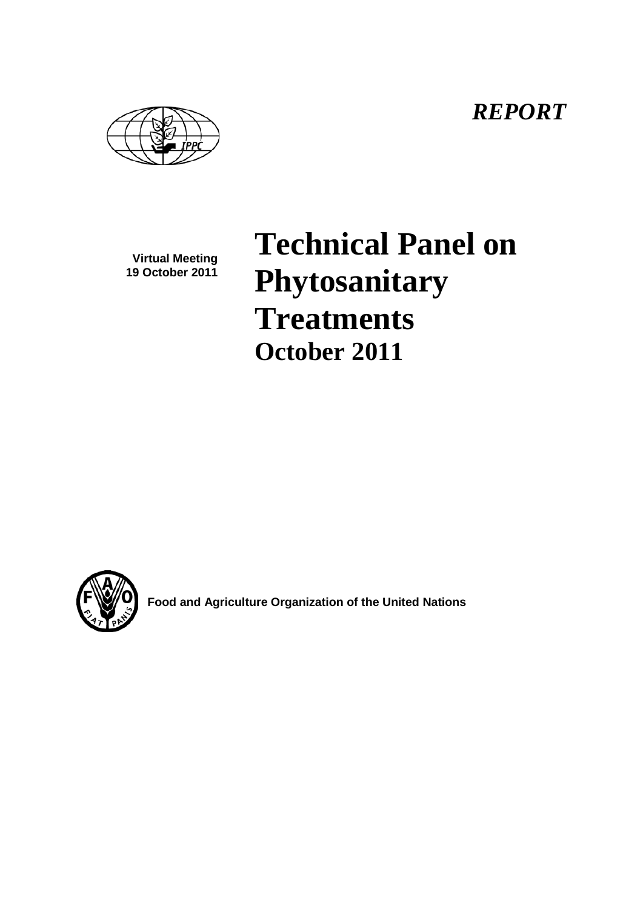*REPORT*

**Virtual Meeting**
**19 October 2011**

# Technical Panel on Phytosanitary Treatments

## October 2011

**Food and Agriculture Organization of the United Nations**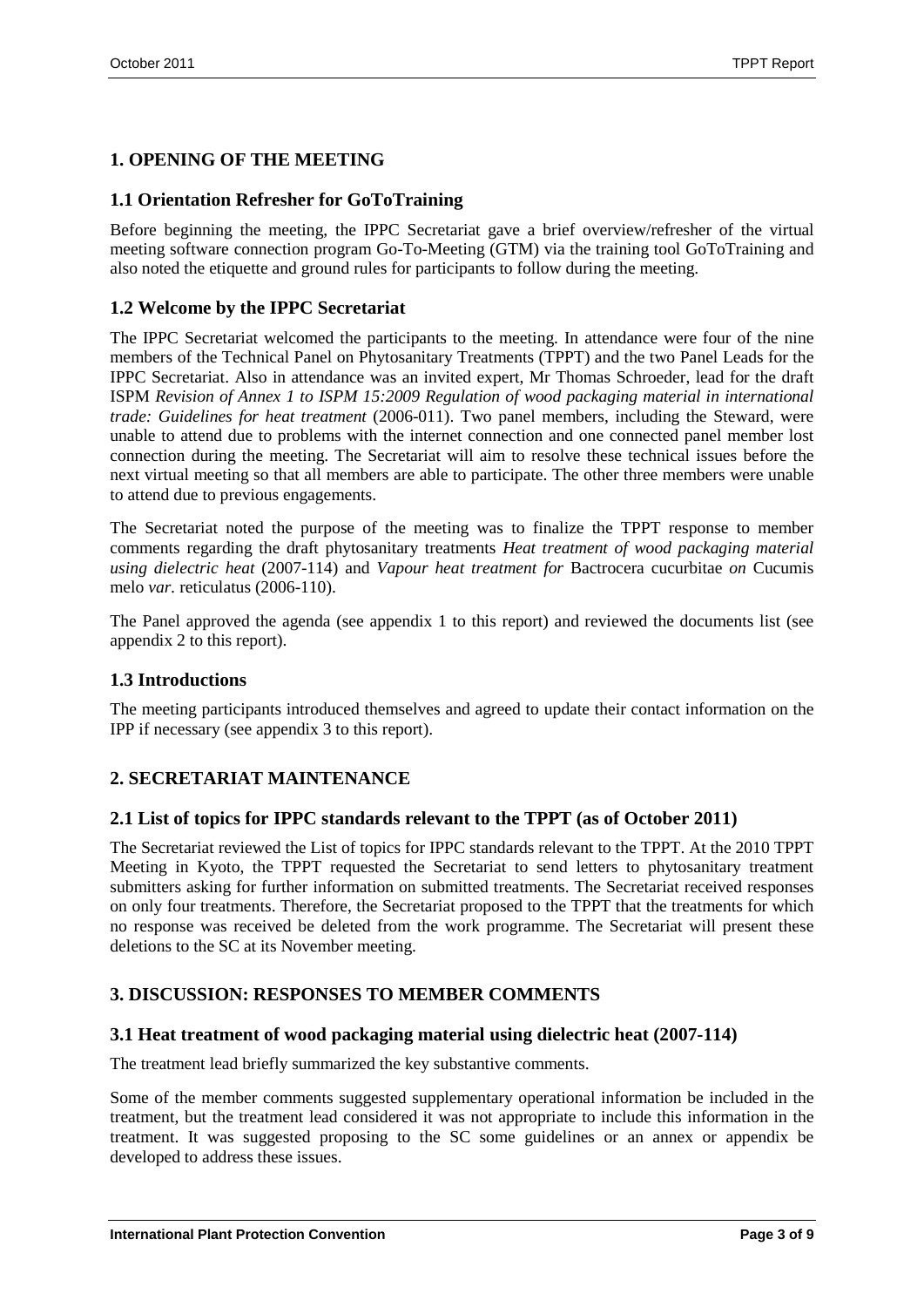## 1. OPENING OF THE MEETING

### 1.1 Orientation Refresher for GoToTraining

Before beginning the meeting, the IPPC Secretariat gave a brief overview/refresher of the virtual meeting software connection program Go-To-Meeting (GTM) via the training tool GoToTraining and also noted the etiquette and ground rules for participants to follow during the meeting.

### 1.2 Welcome by the IPPC Secretariat

The IPPC Secretariat welcomed the participants to the meeting. In attendance were four of the nine members of the Technical Panel on Phytosanitary Treatments (TPPT) and the two Panel Leads for the IPPC Secretariat. Also in attendance was an invited expert, Mr Thomas Schroeder, lead for the draft ISPM *Revision of Annex 1 to ISPM 15:2009 Regulation of wood packaging material in international trade: Guidelines for heat treatment* (2006-011). Two panel members, including the Steward, were unable to attend due to problems with the internet connection and one connected panel member lost connection during the meeting. The Secretariat will aim to resolve these technical issues before the next virtual meeting so that all members are able to participate. The other three members were unable to attend due to previous engagements.

The Secretariat noted the purpose of the meeting was to finalize the TPPT response to member comments regarding the draft phytosanitary treatments *Heat treatment of wood packaging material using dielectric heat* (2007-114) and *Vapour heat treatment for* Bactrocera cucurbitae *on* Cucumis melo *var.* reticulatus (2006-110).

The Panel approved the agenda (see appendix 1 to this report) and reviewed the documents list (see appendix 2 to this report).

### 1.3 Introductions

The meeting participants introduced themselves and agreed to update their contact information on the IPP if necessary (see appendix 3 to this report).

## 2. SECRETARIAT MAINTENANCE

### 2.1 List of topics for IPPC standards relevant to the TPPT (as of October 2011)

The Secretariat reviewed the List of topics for IPPC standards relevant to the TPPT. At the 2010 TPPT Meeting in Kyoto, the TPPT requested the Secretariat to send letters to phytosanitary treatment submitters asking for further information on submitted treatments. The Secretariat received responses on only four treatments. Therefore, the Secretariat proposed to the TPPT that the treatments for which no response was received be deleted from the work programme. The Secretariat will present these deletions to the SC at its November meeting.

## 3. DISCUSSION: RESPONSES TO MEMBER COMMENTS

### 3.1 Heat treatment of wood packaging material using dielectric heat (2007-114)

The treatment lead briefly summarized the key substantive comments.

Some of the member comments suggested supplementary operational information be included in the treatment, but the treatment lead considered it was not appropriate to include this information in the treatment. It was suggested proposing to the SC some guidelines or an annex or appendix be developed to address these issues.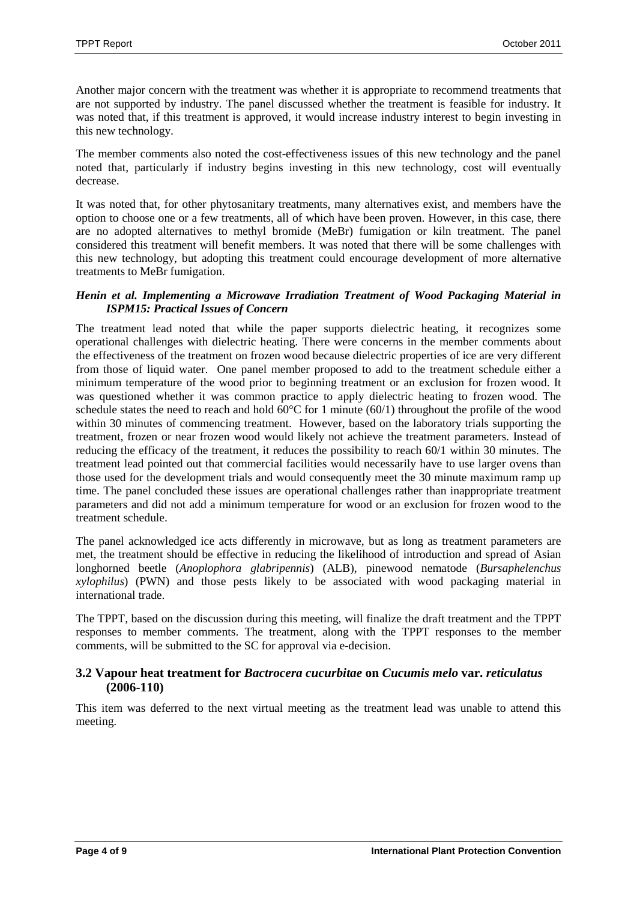Another major concern with the treatment was whether it is appropriate to recommend treatments that are not supported by industry. The panel discussed whether the treatment is feasible for industry. It was noted that, if this treatment is approved, it would increase industry interest to begin investing in this new technology.

The member comments also noted the cost-effectiveness issues of this new technology and the panel noted that, particularly if industry begins investing in this new technology, cost will eventually decrease.

It was noted that, for other phytosanitary treatments, many alternatives exist, and members have the option to choose one or a few treatments, all of which have been proven. However, in this case, there are no adopted alternatives to methyl bromide (MeBr) fumigation or kiln treatment. The panel considered this treatment will benefit members. It was noted that there will be some challenges with this new technology, but adopting this treatment could encourage development of more alternative treatments to MeBr fumigation.

***Henin et al. Implementing a Microwave Irradiation Treatment of Wood Packaging Material in ISPM15: Practical Issues of Concern***

The treatment lead noted that while the paper supports dielectric heating, it recognizes some operational challenges with dielectric heating. There were concerns in the member comments about the effectiveness of the treatment on frozen wood because dielectric properties of ice are very different from those of liquid water. One panel member proposed to add to the treatment schedule either a minimum temperature of the wood prior to beginning treatment or an exclusion for frozen wood. It was questioned whether it was common practice to apply dielectric heating to frozen wood. The schedule states the need to reach and hold 60°C for 1 minute (60/1) throughout the profile of the wood within 30 minutes of commencing treatment. However, based on the laboratory trials supporting the treatment, frozen or near frozen wood would likely not achieve the treatment parameters. Instead of reducing the efficacy of the treatment, it reduces the possibility to reach 60/1 within 30 minutes. The treatment lead pointed out that commercial facilities would necessarily have to use larger ovens than those used for the development trials and would consequently meet the 30 minute maximum ramp up time. The panel concluded these issues are operational challenges rather than inappropriate treatment parameters and did not add a minimum temperature for wood or an exclusion for frozen wood to the treatment schedule.

The panel acknowledged ice acts differently in microwave, but as long as treatment parameters are met, the treatment should be effective in reducing the likelihood of introduction and spread of Asian longhorned beetle (*Anoplophora glabripennis*) (ALB), pinewood nematode (*Bursaphelenchus xylophilus*) (PWN) and those pests likely to be associated with wood packaging material in international trade.

The TPPT, based on the discussion during this meeting, will finalize the draft treatment and the TPPT responses to member comments. The treatment, along with the TPPT responses to the member comments, will be submitted to the SC for approval via e-decision.

### 3.2 Vapour heat treatment for *Bactrocera cucurbitae* on *Cucumis melo* var. *reticulatus* (2006-110)

This item was deferred to the next virtual meeting as the treatment lead was unable to attend this meeting.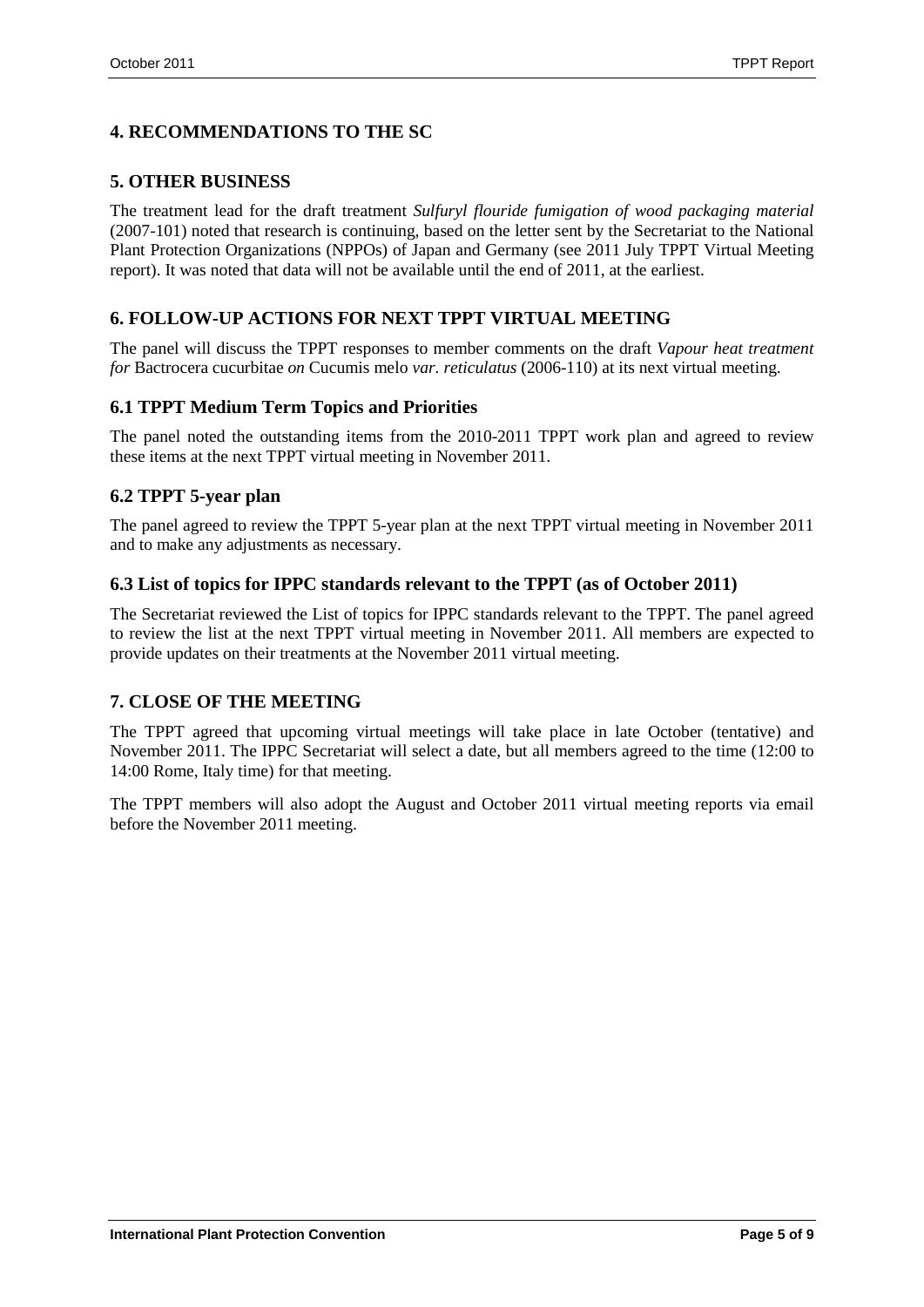## 4. RECOMMENDATIONS TO THE SC

## 5. OTHER BUSINESS

The treatment lead for the draft treatment *Sulfuryl flouride fumigation of wood packaging material* (2007-101) noted that research is continuing, based on the letter sent by the Secretariat to the National Plant Protection Organizations (NPPOs) of Japan and Germany (see 2011 July TPPT Virtual Meeting report). It was noted that data will not be available until the end of 2011, at the earliest.

## 6. FOLLOW-UP ACTIONS FOR NEXT TPPT VIRTUAL MEETING

The panel will discuss the TPPT responses to member comments on the draft *Vapour heat treatment for* Bactrocera cucurbitae *on* Cucumis melo *var. reticulatus* (2006-110) at its next virtual meeting.

### 6.1 TPPT Medium Term Topics and Priorities

The panel noted the outstanding items from the 2010-2011 TPPT work plan and agreed to review these items at the next TPPT virtual meeting in November 2011.

### 6.2 TPPT 5-year plan

The panel agreed to review the TPPT 5-year plan at the next TPPT virtual meeting in November 2011 and to make any adjustments as necessary.

### 6.3 List of topics for IPPC standards relevant to the TPPT (as of October 2011)

The Secretariat reviewed the List of topics for IPPC standards relevant to the TPPT. The panel agreed to review the list at the next TPPT virtual meeting in November 2011. All members are expected to provide updates on their treatments at the November 2011 virtual meeting.

## 7. CLOSE OF THE MEETING

The TPPT agreed that upcoming virtual meetings will take place in late October (tentative) and November 2011. The IPPC Secretariat will select a date, but all members agreed to the time (12:00 to 14:00 Rome, Italy time) for that meeting.

The TPPT members will also adopt the August and October 2011 virtual meeting reports via email before the November 2011 meeting.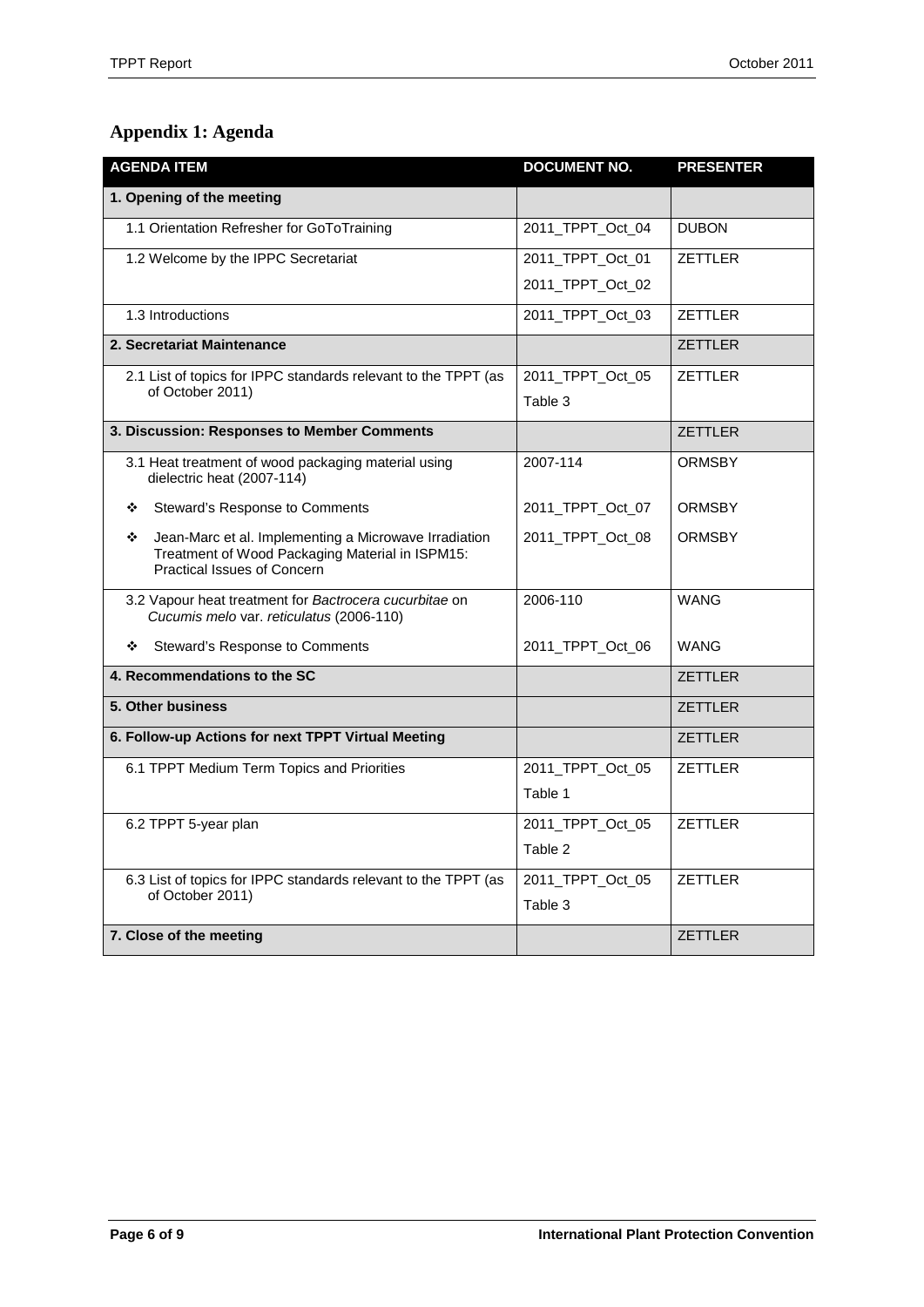## Appendix 1: Agenda

| AGENDA ITEM | DOCUMENT NO. | PRESENTER |
|---|---|---|
| **1. Opening of the meeting** | | |
| 1.1 Orientation Refresher for GoToTraining | 2011_TPPT_Oct_04 | DUBON |
| 1.2 Welcome by the IPPC Secretariat | 2011_TPPT_Oct_01<br>2011_TPPT_Oct_02 | ZETTLER |
| 1.3 Introductions | 2011_TPPT_Oct_03 | ZETTLER |
| **2. Secretariat Maintenance** | | ZETTLER |
| 2.1 List of topics for IPPC standards relevant to the TPPT (as of October 2011) | 2011_TPPT_Oct_05<br>Table 3 | ZETTLER |
| **3. Discussion: Responses to Member Comments** | | ZETTLER |
| 3.1 Heat treatment of wood packaging material using dielectric heat (2007-114) | 2007-114 | ORMSBY |
| ❖ Steward's Response to Comments | 2011_TPPT_Oct_07 | ORMSBY |
| ❖ Jean-Marc et al. Implementing a Microwave Irradiation Treatment of Wood Packaging Material in ISPM15: Practical Issues of Concern | 2011_TPPT_Oct_08 | ORMSBY |
| 3.2 Vapour heat treatment for *Bactrocera cucurbitae* on *Cucumis melo* var. *reticulatus* (2006-110) | 2006-110 | WANG |
| ❖ Steward's Response to Comments | 2011_TPPT_Oct_06 | WANG |
| **4. Recommendations to the SC** | | ZETTLER |
| **5. Other business** | | ZETTLER |
| **6. Follow-up Actions for next TPPT Virtual Meeting** | | ZETTLER |
| 6.1 TPPT Medium Term Topics and Priorities | 2011_TPPT_Oct_05<br>Table 1 | ZETTLER |
| 6.2 TPPT 5-year plan | 2011_TPPT_Oct_05<br>Table 2 | ZETTLER |
| 6.3 List of topics for IPPC standards relevant to the TPPT (as of October 2011) | 2011_TPPT_Oct_05<br>Table 3 | ZETTLER |
| **7. Close of the meeting** | | ZETTLER |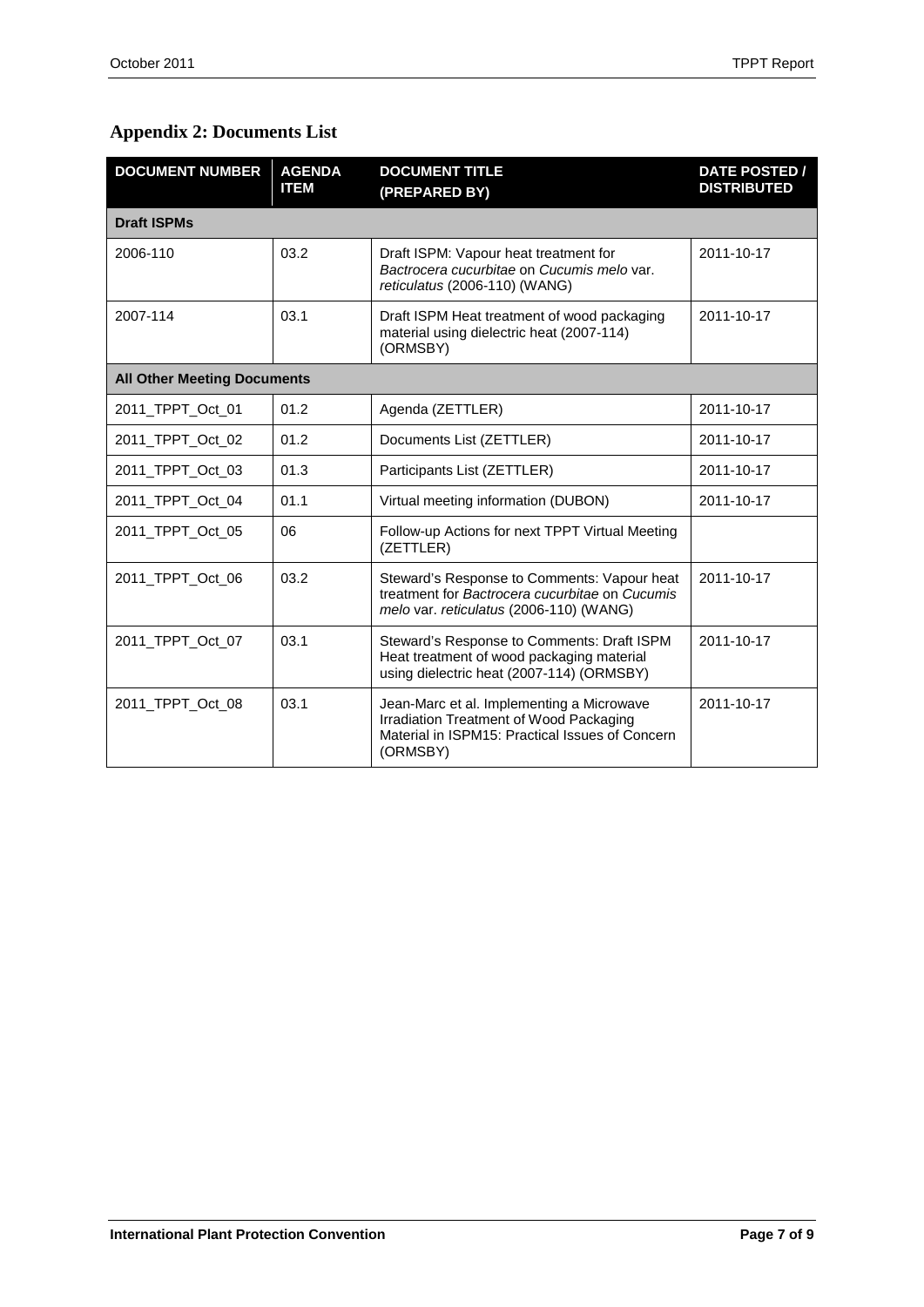## Appendix 2: Documents List

| DOCUMENT NUMBER | AGENDA ITEM | DOCUMENT TITLE (PREPARED BY) | DATE POSTED / DISTRIBUTED |
|---|---|---|---|
| **Draft ISPMs** | | | |
| 2006-110 | 03.2 | Draft ISPM: Vapour heat treatment for *Bactrocera cucurbitae* on *Cucumis melo* var. *reticulatus* (2006-110) (WANG) | 2011-10-17 |
| 2007-114 | 03.1 | Draft ISPM Heat treatment of wood packaging material using dielectric heat (2007-114) (ORMSBY) | 2011-10-17 |
| **All Other Meeting Documents** | | | |
| 2011_TPPT_Oct_01 | 01.2 | Agenda (ZETTLER) | 2011-10-17 |
| 2011_TPPT_Oct_02 | 01.2 | Documents List (ZETTLER) | 2011-10-17 |
| 2011_TPPT_Oct_03 | 01.3 | Participants List (ZETTLER) | 2011-10-17 |
| 2011_TPPT_Oct_04 | 01.1 | Virtual meeting information (DUBON) | 2011-10-17 |
| 2011_TPPT_Oct_05 | 06 | Follow-up Actions for next TPPT Virtual Meeting (ZETTLER) | |
| 2011_TPPT_Oct_06 | 03.2 | Steward's Response to Comments: Vapour heat treatment for *Bactrocera cucurbitae* on *Cucumis melo* var. *reticulatus* (2006-110) (WANG) | 2011-10-17 |
| 2011_TPPT_Oct_07 | 03.1 | Steward's Response to Comments: Draft ISPM Heat treatment of wood packaging material using dielectric heat (2007-114) (ORMSBY) | 2011-10-17 |
| 2011_TPPT_Oct_08 | 03.1 | Jean-Marc et al. Implementing a Microwave Irradiation Treatment of Wood Packaging Material in ISPM15: Practical Issues of Concern (ORMSBY) | 2011-10-17 |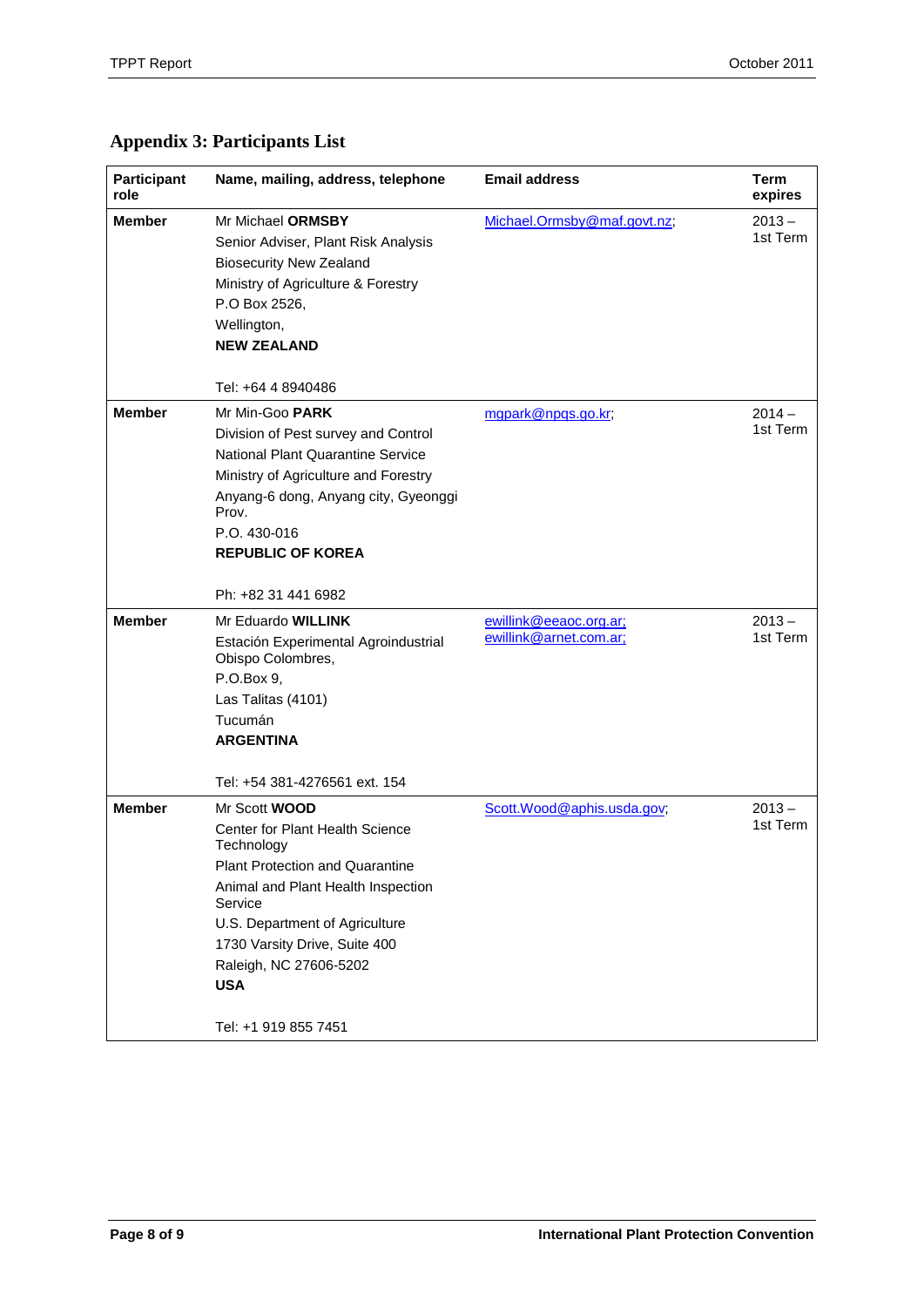## Appendix 3: Participants List

| Participant role | Name, mailing, address, telephone | Email address | Term expires |
|---|---|---|---|
| **Member** | Mr Michael **ORMSBY**<br>Senior Adviser, Plant Risk Analysis<br>Biosecurity New Zealand<br>Ministry of Agriculture & Forestry<br>P.O Box 2526,<br>Wellington,<br>**NEW ZEALAND**<br><br>Tel: +64 4 8940486 | Michael.Ormsby@maf.govt.nz; | 2013 – 1st Term |
| **Member** | Mr Min-Goo **PARK**<br>Division of Pest survey and Control<br>National Plant Quarantine Service<br>Ministry of Agriculture and Forestry<br>Anyang-6 dong, Anyang city, Gyeonggi Prov.<br>P.O. 430-016<br>**REPUBLIC OF KOREA**<br><br>Ph: +82 31 441 6982 | mgpark@npqs.go.kr; | 2014 – 1st Term |
| **Member** | Mr Eduardo **WILLINK**<br>Estación Experimental Agroindustrial Obispo Colombres,<br>P.O.Box 9,<br>Las Talitas (4101)<br>Tucumán<br>**ARGENTINA**<br><br>Tel: +54 381-4276561 ext. 154 | ewillink@eeaoc.org.ar;<br>ewillink@arnet.com.ar; | 2013 – 1st Term |
| **Member** | Mr Scott **WOOD**<br>Center for Plant Health Science Technology<br>Plant Protection and Quarantine<br>Animal and Plant Health Inspection Service<br>U.S. Department of Agriculture<br>1730 Varsity Drive, Suite 400<br>Raleigh, NC 27606-5202<br>**USA**<br><br>Tel: +1 919 855 7451 | Scott.Wood@aphis.usda.gov; | 2013 – 1st Term |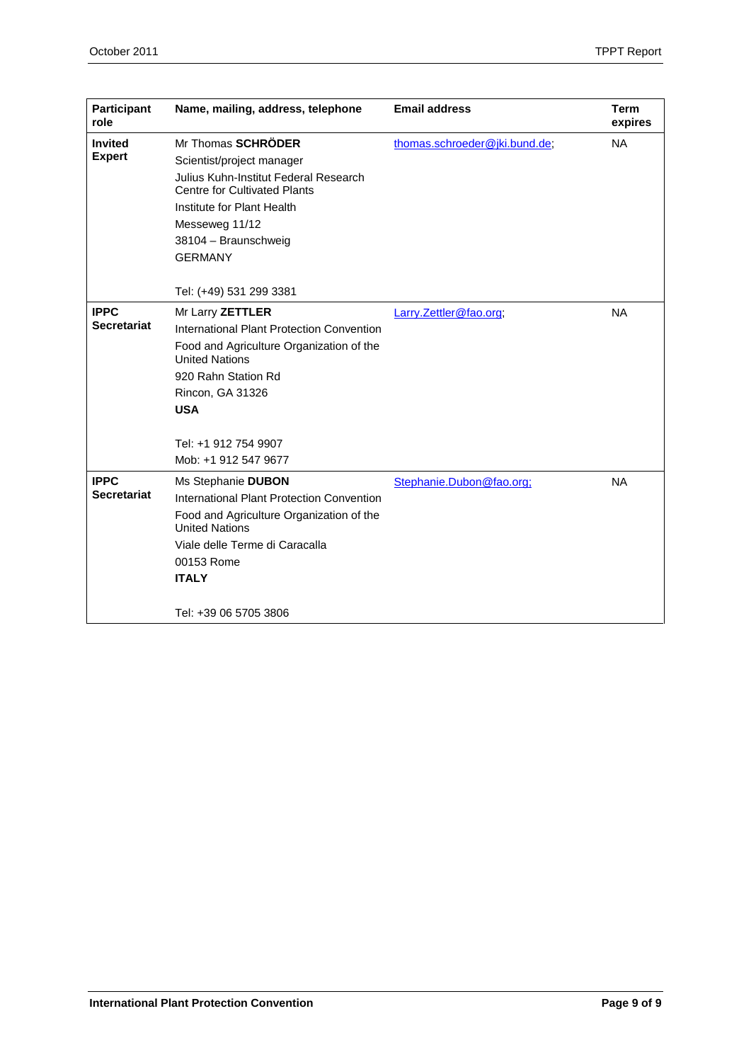| Participant role | Name, mailing, address, telephone | Email address | Term expires |
|---|---|---|---|
| **Invited Expert** | Mr Thomas **SCHRÖDER**<br>Scientist/project manager<br>Julius Kuhn-Institut Federal Research Centre for Cultivated Plants<br>Institute for Plant Health<br>Messeweg 11/12<br>38104 – Braunschweig<br>GERMANY<br><br>Tel: (+49) 531 299 3381 | thomas.schroeder@jki.bund.de; | NA |
| **IPPC Secretariat** | Mr Larry **ZETTLER**<br>International Plant Protection Convention<br>Food and Agriculture Organization of the United Nations<br>920 Rahn Station Rd<br>Rincon, GA 31326<br>**USA**<br><br>Tel: +1 912 754 9907<br>Mob: +1 912 547 9677 | Larry.Zettler@fao.org; | NA |
| **IPPC Secretariat** | Ms Stephanie **DUBON**<br>International Plant Protection Convention<br>Food and Agriculture Organization of the United Nations<br>Viale delle Terme di Caracalla<br>00153 Rome<br>**ITALY**<br><br>Tel: +39 06 5705 3806 | Stephanie.Dubon@fao.org; | NA |